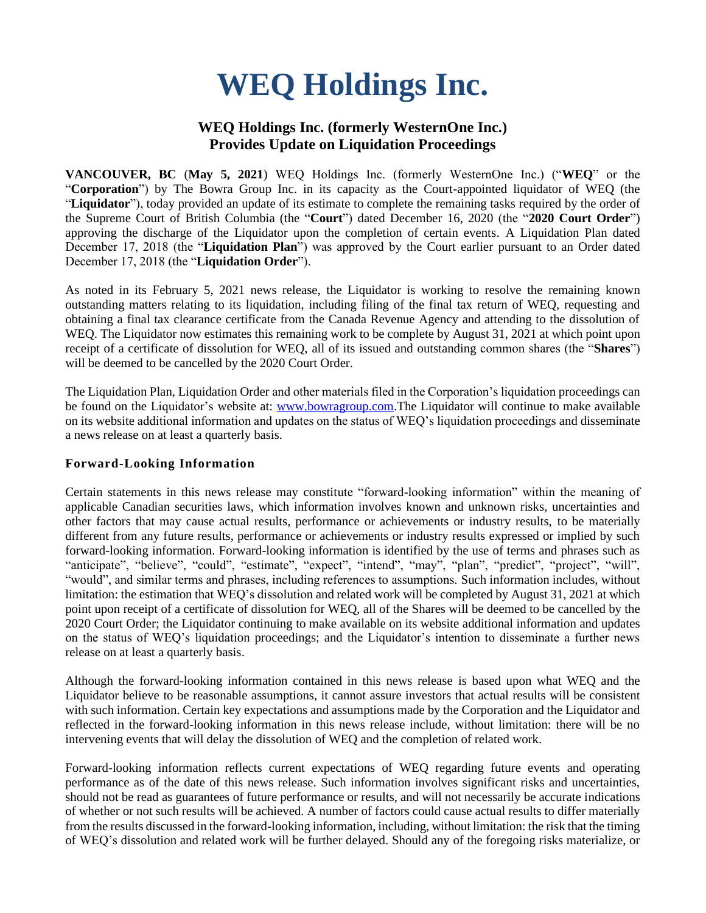# WEQ Holdings Inc.

## WEQ Holdings Inc. (formerly WesternOne Inc.) Provides Update on Liquidation Proceedings

**VANCOUVER, BC** (**May 5, 2021**) WEQ Holdings Inc. (formerly WesternOne Inc.) ("**WEQ**" or the "**Corporation**") by The Bowra Group Inc. in its capacity as the Court-appointed liquidator of WEQ (the "**Liquidator**"), today provided an update of its estimate to complete the remaining tasks required by the order of the Supreme Court of British Columbia (the "**Court**") dated December 16, 2020 (the "**2020 Court Order**") approving the discharge of the Liquidator upon the completion of certain events. A Liquidation Plan dated December 17, 2018 (the "**Liquidation Plan**") was approved by the Court earlier pursuant to an Order dated December 17, 2018 (the "**Liquidation Order**").

As noted in its February 5, 2021 news release, the Liquidator is working to resolve the remaining known outstanding matters relating to its liquidation, including filing of the final tax return of WEQ, requesting and obtaining a final tax clearance certificate from the Canada Revenue Agency and attending to the dissolution of WEQ. The Liquidator now estimates this remaining work to be complete by August 31, 2021 at which point upon receipt of a certificate of dissolution for WEQ, all of its issued and outstanding common shares (the "**Shares**") will be deemed to be cancelled by the 2020 Court Order.

The Liquidation Plan, Liquidation Order and other materials filed in the Corporation's liquidation proceedings can be found on the Liquidator's website at: www.bowragroup.com.The Liquidator will continue to make available on its website additional information and updates on the status of WEQ's liquidation proceedings and disseminate a news release on at least a quarterly basis.

### Forward-Looking Information

Certain statements in this news release may constitute "forward-looking information" within the meaning of applicable Canadian securities laws, which information involves known and unknown risks, uncertainties and other factors that may cause actual results, performance or achievements or industry results, to be materially different from any future results, performance or achievements or industry results expressed or implied by such forward-looking information. Forward-looking information is identified by the use of terms and phrases such as "anticipate", "believe", "could", "estimate", "expect", "intend", "may", "plan", "predict", "project", "will", "would", and similar terms and phrases, including references to assumptions. Such information includes, without limitation: the estimation that WEQ's dissolution and related work will be completed by August 31, 2021 at which point upon receipt of a certificate of dissolution for WEQ, all of the Shares will be deemed to be cancelled by the 2020 Court Order; the Liquidator continuing to make available on its website additional information and updates on the status of WEQ's liquidation proceedings; and the Liquidator's intention to disseminate a further news release on at least a quarterly basis.

Although the forward-looking information contained in this news release is based upon what WEQ and the Liquidator believe to be reasonable assumptions, it cannot assure investors that actual results will be consistent with such information. Certain key expectations and assumptions made by the Corporation and the Liquidator and reflected in the forward-looking information in this news release include, without limitation: there will be no intervening events that will delay the dissolution of WEQ and the completion of related work.

Forward-looking information reflects current expectations of WEQ regarding future events and operating performance as of the date of this news release. Such information involves significant risks and uncertainties, should not be read as guarantees of future performance or results, and will not necessarily be accurate indications of whether or not such results will be achieved. A number of factors could cause actual results to differ materially from the results discussed in the forward-looking information, including, without limitation: the risk that the timing of WEQ's dissolution and related work will be further delayed. Should any of the foregoing risks materialize, or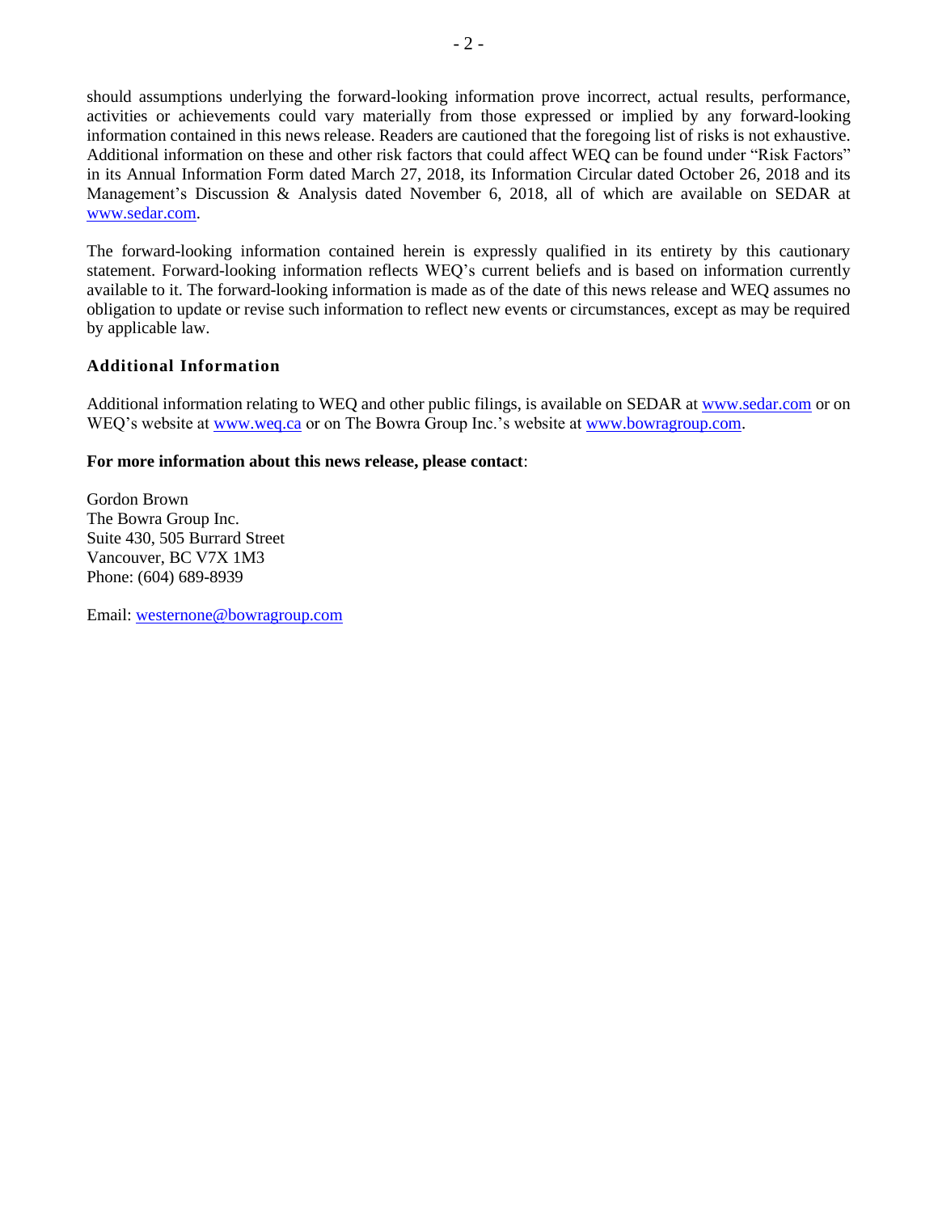should assumptions underlying the forward-looking information prove incorrect, actual results, performance, activities or achievements could vary materially from those expressed or implied by any forward-looking information contained in this news release. Readers are cautioned that the foregoing list of risks is not exhaustive. Additional information on these and other risk factors that could affect WEQ can be found under “Risk Factors” in its Annual Information Form dated March 27, 2018, its Information Circular dated October 26, 2018 and its Management’s Discussion & Analysis dated November 6, 2018, all of which are available on SEDAR at www.sedar.com.

The forward-looking information contained herein is expressly qualified in its entirety by this cautionary statement. Forward-looking information reflects WEQ’s current beliefs and is based on information currently available to it. The forward-looking information is made as of the date of this news release and WEQ assumes no obligation to update or revise such information to reflect new events or circumstances, except as may be required by applicable law.

### Additional Information

Additional information relating to WEQ and other public filings, is available on SEDAR at www.sedar.com or on WEQ’s website at www.weq.ca or on The Bowra Group Inc.’s website at www.bowragroup.com.

**For more information about this news release, please contact**:

Gordon Brown
The Bowra Group Inc.
Suite 430, 505 Burrard Street
Vancouver, BC V7X 1M3
Phone: (604) 689-8939

Email: westernone@bowragroup.com